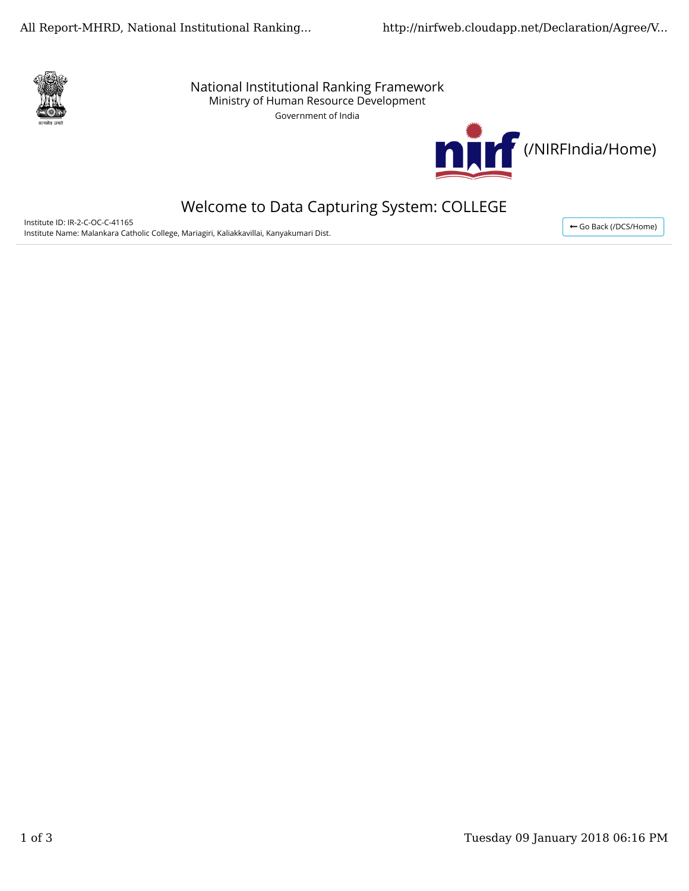# National Institutional Ranking Framework

Ministry of Human Resource Development

Government of India

(/NIRFIndia/Home)

## Welcome to Data Capturing System: COLLEGE

Institute ID: IR-2-C-OC-C-41165

Institute Name: Malankara Catholic College, Mariagiri, Kaliakkavillai, Kanyakumari Dist.

← Go Back (/DCS/Home)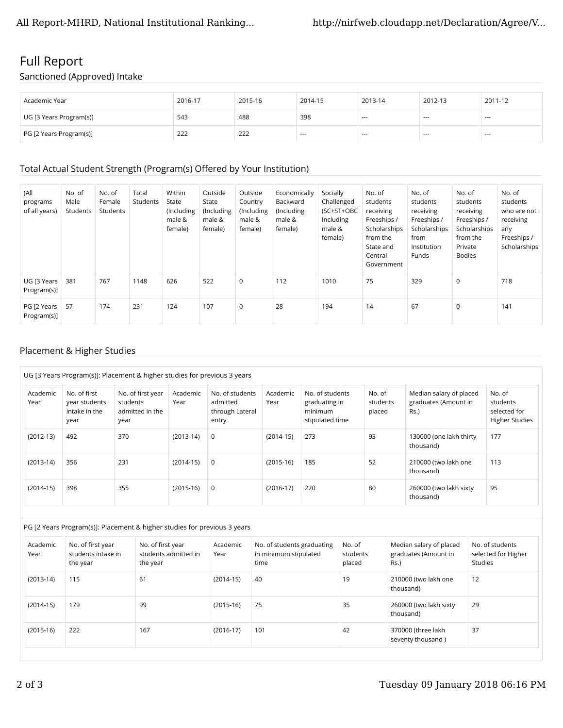# Full Report

## Sanctioned (Approved) Intake

| Academic Year | 2016-17 | 2015-16 | 2014-15 | 2013-14 | 2012-13 | 2011-12 |
|---|---|---|---|---|---|---|
| UG [3 Years Program(s)] | 543 | 488 | 398 | --- | --- | --- |
| PG [2 Years Program(s)] | 222 | 222 | --- | --- | --- | --- |

## Total Actual Student Strength (Program(s) Offered by Your Institution)

| (All programs of all years) | No. of Male Students | No. of Female Students | Total Students | Within State (Including male & female) | Outside State (Including male & female) | Outside Country (Including male & female) | Economically Backward (Including male & female) | Socially Challenged (SC+ST+OBC Including male & female) | No. of students receiving Freeships / Scholarships from the State and Central Government | No. of students receiving Freeships / Scholarships from Institution Funds | No. of students receiving Freeships / Scholarships from the Private Bodies | No. of students who are not receiving any Freeships / Scholarships |
|---|---|---|---|---|---|---|---|---|---|---|---|---|
| UG [3 Years Program(s)] | 381 | 767 | 1148 | 626 | 522 | 0 | 112 | 1010 | 75 | 329 | 0 | 718 |
| PG [2 Years Program(s)] | 57 | 174 | 231 | 124 | 107 | 0 | 28 | 194 | 14 | 67 | 0 | 141 |

## Placement & Higher Studies

UG [3 Years Program(s)]: Placement & higher studies for previous 3 years

| Academic Year | No. of first year students intake in the year | No. of first year students admitted in the year | Academic Year | No. of students admitted through Lateral entry | Academic Year | No. of students graduating in minimum stipulated time | No. of students placed | Median salary of placed graduates (Amount in Rs.) | No. of students selected for Higher Studies |
|---|---|---|---|---|---|---|---|---|---|
| (2012-13) | 492 | 370 | (2013-14) | 0 | (2014-15) | 273 | 93 | 130000 (one lakh thirty thousand) | 177 |
| (2013-14) | 356 | 231 | (2014-15) | 0 | (2015-16) | 185 | 52 | 210000 (two lakh one thousand) | 113 |
| (2014-15) | 398 | 355 | (2015-16) | 0 | (2016-17) | 220 | 80 | 260000 (two lakh sixty thousand) | 95 |

PG [2 Years Program(s)]: Placement & higher studies for previous 3 years

| Academic Year | No. of first year students intake in the year | No. of first year students admitted in the year | Academic Year | No. of students graduating in minimum stipulated time | No. of students placed | Median salary of placed graduates (Amount in Rs.) | No. of students selected for Higher Studies |
|---|---|---|---|---|---|---|---|
| (2013-14) | 115 | 61 | (2014-15) | 40 | 19 | 210000 (two lakh one thousand) | 12 |
| (2014-15) | 179 | 99 | (2015-16) | 75 | 35 | 260000 (two lakh sixty thousand) | 29 |
| (2015-16) | 222 | 167 | (2016-17) | 101 | 42 | 370000 (three lakh seventy thousand ) | 37 |